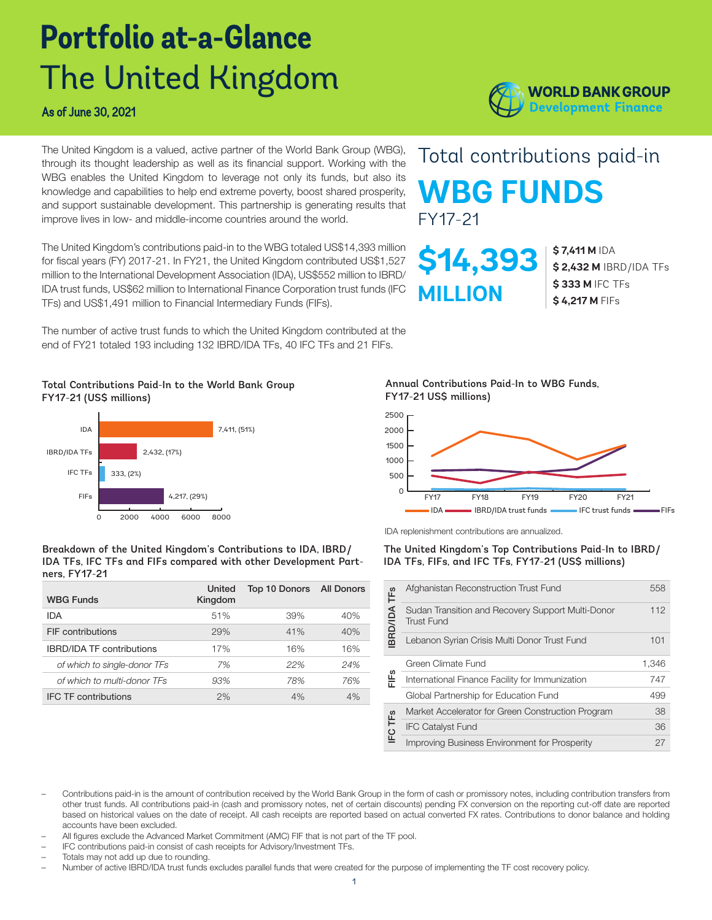# Portfolio at-a-Glance
# The United Kingdom

**As of June 30, 2021**

WORLD BANK GROUP Development Finance

The United Kingdom is a valued, active partner of the World Bank Group (WBG), through its thought leadership as well as its financial support. Working with the WBG enables the United Kingdom to leverage not only its funds, but also its knowledge and capabilities to help end extreme poverty, boost shared prosperity, and support sustainable development. This partnership is generating results that improve lives in low- and middle-income countries around the world.

The United Kingdom's contributions paid-in to the WBG totaled US$14,393 million for fiscal years (FY) 2017-21. In FY21, the United Kingdom contributed US$1,527 million to the International Development Association (IDA), US$552 million to IBRD/IDA trust funds, US$62 million to International Finance Corporation trust funds (IFC TFs) and US$1,491 million to Financial Intermediary Funds (FIFs).

The number of active trust funds to which the United Kingdom contributed at the end of FY21 totaled 193 including 132 IBRD/IDA TFs, 40 IFC TFs and 21 FIFs.

## Total contributions paid-in WBG FUNDS FY17-21

**$14,393 MILLION**

- **$ 7,411 M** IDA
- **$ 2,432 M** IBRD/IDA TFs
- **$ 333 M** IFC TFs
- **$ 4,217 M** FIFs

### Total Contributions Paid-In to the World Bank Group FY17-21 (US$ millions)

| Fund | Amount (Share) |
|---|---|
| IDA | 7,411, (51%) |
| IBRD/IDA TFs | 2,432, (17%) |
| IFC TFs | 333, (2%) |
| FIFs | 4,217, (29%) |

### Annual Contributions Paid-In to WBG Funds, FY17-21 US$ millions)

Series: IDA, IBRD/IDA trust funds, IFC trust funds, FIFs (FY17–FY21)

IDA replenishment contributions are annualized.

### Breakdown of the United Kingdom's Contributions to IDA, IBRD/IDA TFs, IFC TFs and FIFs compared with other Development Partners, FY17-21

| WBG Funds | United Kingdom | Top 10 Donors | All Donors |
|---|---|---|---|
| IDA | 51% | 39% | 40% |
| FIF contributions | 29% | 41% | 40% |
| IBRD/IDA TF contributions | 17% | 16% | 16% |
| *of which to single-donor TFs* | *7%* | *22%* | *24%* |
| *of which to multi-donor TFs* | *93%* | *78%* | *76%* |
| IFC TF contributions | 2% | 4% | 4% |

### The United Kingdom's Top Contributions Paid-In to IBRD/IDA TFs, FIFs, and IFC TFs, FY17-21 (US$ millions)

| | Fund | US$ millions |
|---|---|---|
| IBRD/IDA TFs | Afghanistan Reconstruction Trust Fund | 558 |
| | Sudan Transition and Recovery Support Multi-Donor Trust Fund | 112 |
| | Lebanon Syrian Crisis Multi Donor Trust Fund | 101 |
| FIFs | Green Climate Fund | 1,346 |
| | International Finance Facility for Immunization | 747 |
| | Global Partnership for Education Fund | 499 |
| IFC TFs | Market Accelerator for Green Construction Program | 38 |
| | IFC Catalyst Fund | 36 |
| | Improving Business Environment for Prosperity | 27 |

- Contributions paid-in is the amount of contribution received by the World Bank Group in the form of cash or promissory notes, including contribution transfers from other trust funds. All contributions paid-in (cash and promissory notes, net of certain discounts) pending FX conversion on the reporting cut-off date are reported based on historical values on the date of receipt. All cash receipts are reported based on actual converted FX rates. Contributions to donor balance and holding accounts have been excluded.
- All figures exclude the Advanced Market Commitment (AMC) FIF that is not part of the TF pool.
- IFC contributions paid-in consist of cash receipts for Advisory/Investment TFs.
- Totals may not add up due to rounding.
- Number of active IBRD/IDA trust funds excludes parallel funds that were created for the purpose of implementing the TF cost recovery policy.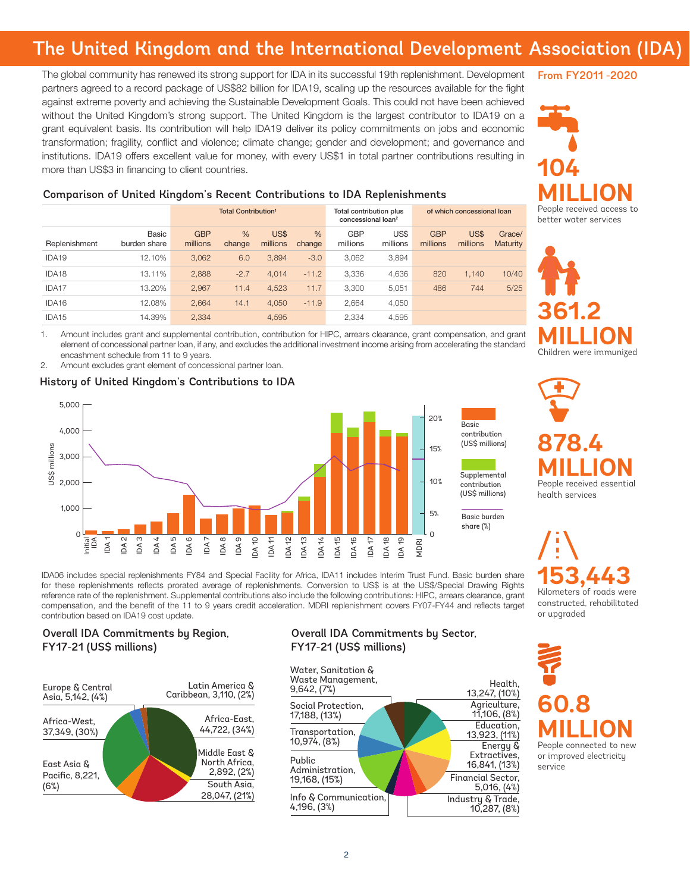# The United Kingdom and the International Development Association (IDA)

The global community has renewed its strong support for IDA in its successful 19th replenishment. Development partners agreed to a record package of US$82 billion for IDA19, scaling up the resources available for the fight against extreme poverty and achieving the Sustainable Development Goals. This could not have been achieved without the United Kingdom's strong support. The United Kingdom is the largest contributor to IDA19 on a grant equivalent basis. Its contribution will help IDA19 deliver its policy commitments on jobs and economic transformation; fragility, conflict and violence; climate change; gender and development; and governance and institutions. IDA19 offers excellent value for money, with every US$1 in total partner contributions resulting in more than US$3 in financing to client countries.

### Comparison of United Kingdom's Recent Contributions to IDA Replenishments

| | | Total Contribution[1] | | | | Total contribution plus concessional loan[2] | | of which concessional loan | | |
|---|---|---|---|---|---|---|---|---|---|---|
| Replenishment | Basic burden share | GBP millions | % change | US$ millions | % change | GBP millions | US$ millions | GBP millions | US$ millions | Grace/ Maturity |
| IDA19 | 12.10% | 3,062 | 6.0 | 3,894 | -3.0 | 3,062 | 3,894 | | | |
| IDA18 | 13.11% | 2,888 | -2.7 | 4,014 | -11.2 | 3,336 | 4,636 | 820 | 1,140 | 10/40 |
| IDA17 | 13.20% | 2,967 | 11.4 | 4,523 | 11.7 | 3,300 | 5,051 | 486 | 744 | 5/25 |
| IDA16 | 12.08% | 2,664 | 14.1 | 4,050 | -11.9 | 2,664 | 4,050 | | | |
| IDA15 | 14.39% | 2,334 | | 4,595 | | 2,334 | 4,595 | | | |

1. Amount includes grant and supplemental contribution, contribution for HIPC, arrears clearance, grant compensation, and grant element of concessional partner loan, if any, and excludes the additional investment income arising from accelerating the standard encashment schedule from 11 to 9 years.
2. Amount excludes grant element of concessional partner loan.

### History of United Kingdom's Contributions to IDA

IDA06 includes special replenishments FY84 and Special Facility for Africa, IDA11 includes Interim Trust Fund. Basic burden share for these replenishments reflects prorated average of replenishments. Conversion to US$ is at the US$/Special Drawing Rights reference rate of the replenishment. Supplemental contributions also include the following contributions: HIPC, arrears clearance, grant compensation, and the benefit of the 11 to 9 years credit acceleration. MDRI replenishment covers FY07-FY44 and reflects target contribution based on IDA19 cost update.

### Overall IDA Commitments by Region, FY17-21 (US$ millions)

- Europe & Central Asia, 5,142, (4%)
- Latin America & Caribbean, 3,110, (2%)
- Africa-West, 37,349, (30%)
- Africa-East, 44,722, (34%)
- East Asia & Pacific, 8,221, (6%)
- Middle East & North Africa, 2,892, (2%)
- South Asia, 28,047, (21%)

### Overall IDA Commitments by Sector, FY17-21 (US$ millions)

- Water, Sanitation & Waste Management, 9,642, (7%)
- Health, 13,247, (10%)
- Social Protection, 17,188, (13%)
- Agriculture, 11,106, (8%)
- Transportation, 10,974, (8%)
- Education, 13,923, (11%)
- Energy & Extractives, 16,841, (13%)
- Public Administration, 19,168, (15%)
- Financial Sector, 5,016, (4%)
- Info & Communication, 4,196, (3%)
- Industry & Trade, 10,287, (8%)

### From FY2011 -2020

**104 MILLION**
People received access to better water services

**361.2 MILLION**
Children were immunized

**878.4 MILLION**
People received essential health services

**153,443**
Kilometers of roads were constructed, rehabilitated or upgraded

**60.8 MILLION**
People connected to new or improved electricity service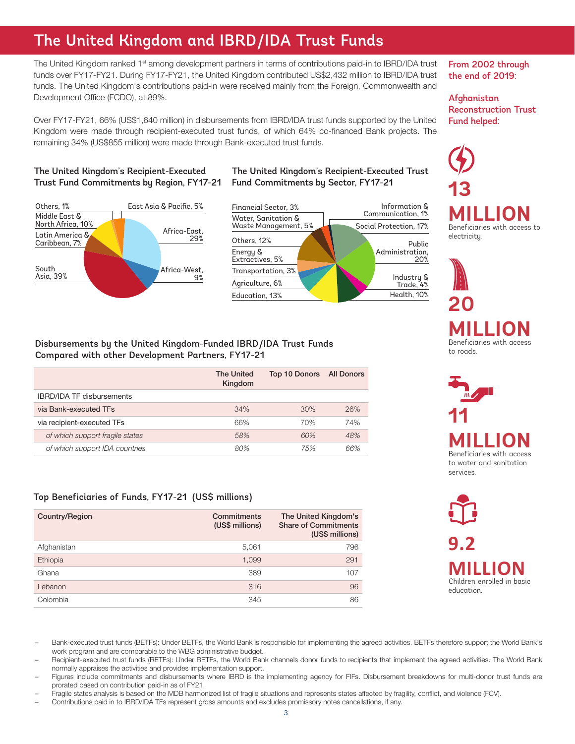# The United Kingdom and IBRD/IDA Trust Funds

The United Kingdom ranked 1st among development partners in terms of contributions paid-in to IBRD/IDA trust funds over FY17-FY21. During FY17-FY21, the United Kingdom contributed US$2,432 million to IBRD/IDA trust funds. The United Kingdom's contributions paid-in were received mainly from the Foreign, Commonwealth and Development Office (FCDO), at 89%.

Over FY17-FY21, 66% (US$1,640 million) in disbursements from IBRD/IDA trust funds supported by the United Kingdom were made through recipient-executed trust funds, of which 64% co-financed Bank projects. The remaining 34% (US$855 million) were made through Bank-executed trust funds.

### The United Kingdom's Recipient-Executed Trust Fund Commitments by Region, FY17-21

- Others, 1%
- East Asia & Pacific, 5%
- Middle East & North Africa, 10%
- Africa-East, 29%
- Latin America & Caribbean, 7%
- Africa-West, 9%
- South Asia, 39%

### The United Kingdom's Recipient-Executed Trust Fund Commitments by Sector, FY17-21

- Financial Sector, 3%
- Information & Communication, 1%
- Water, Sanitation & Waste Management, 5%
- Social Protection, 17%
- Others, 12%
- Public Administration, 20%
- Energy & Extractives, 5%
- Transportation, 3%
- Industry & Trade, 4%
- Agriculture, 6%
- Education, 13%
- Health, 10%

### Disbursements by the United Kingdom-Funded IBRD/IDA Trust Funds Compared with other Development Partners, FY17-21

| | The United Kingdom | Top 10 Donors | All Donors |
|---|---|---|---|
| IBRD/IDA TF disbursements | | | |
| via Bank-executed TFs | 34% | 30% | 26% |
| via recipient-executed TFs | 66% | 70% | 74% |
| *of which support fragile states* | *58%* | *60%* | *48%* |
| *of which support IDA countries* | *80%* | *75%* | *66%* |

### Top Beneficiaries of Funds, FY17-21 (US$ millions)

| Country/Region | Commitments (US$ millions) | The United Kingdom's Share of Commitments (US$ millions) |
|---|---|---|
| Afghanistan | 5,061 | 796 |
| Ethiopia | 1,099 | 291 |
| Ghana | 389 | 107 |
| Lebanon | 316 | 96 |
| Colombia | 345 | 86 |

**From 2002 through the end of 2019:**

**Afghanistan Reconstruction Trust Fund helped:**

**13 MILLION**
Beneficiaries with access to electricity.

**20 MILLION**
Beneficiaries with access to roads.

**11 MILLION**
Beneficiaries with access to water and sanitation services.

**9.2 MILLION**
Children enrolled in basic education.

- Bank-executed trust funds (BETFs): Under BETFs, the World Bank is responsible for implementing the agreed activities. BETFs therefore support the World Bank's work program and are comparable to the WBG administrative budget.
- Recipient-executed trust funds (RETFs): Under RETFs, the World Bank channels donor funds to recipients that implement the agreed activities. The World Bank normally appraises the activities and provides implementation support.
- Figures include commitments and disbursements where IBRD is the implementing agency for FIFs. Disbursement breakdowns for multi-donor trust funds are prorated based on contribution paid-in as of FY21.
- Fragile states analysis is based on the MDB harmonized list of fragile situations and represents states affected by fragility, conflict, and violence (FCV).
- Contributions paid in to IBRD/IDA TFs represent gross amounts and excludes promissory notes cancellations, if any.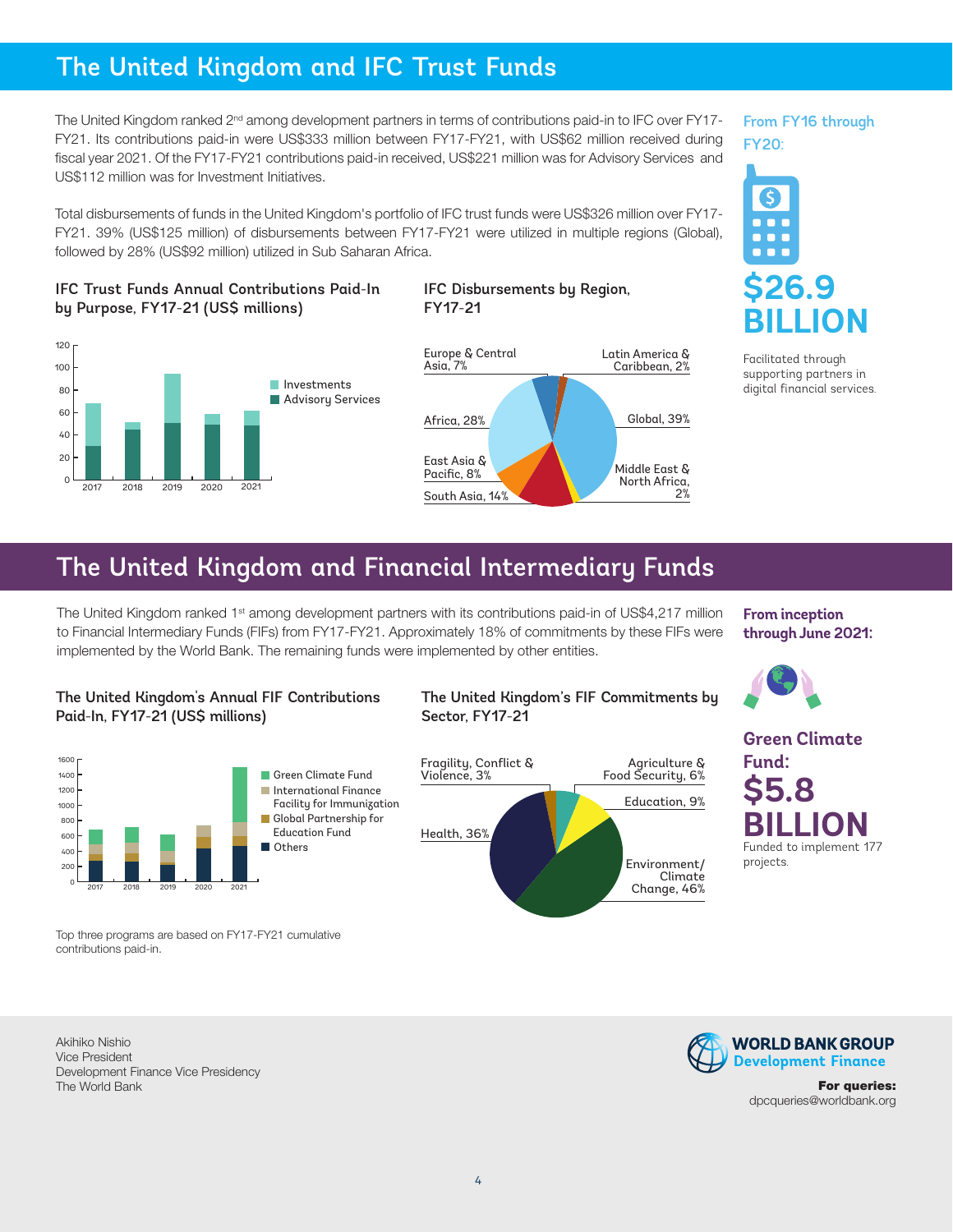## The United Kingdom and IFC Trust Funds

The United Kingdom ranked 2nd among development partners in terms of contributions paid-in to IFC over FY17-FY21. Its contributions paid-in were US$333 million between FY17-FY21, with US$62 million received during fiscal year 2021. Of the FY17-FY21 contributions paid-in received, US$221 million was for Advisory Services and US$112 million was for Investment Initiatives.

Total disbursements of funds in the United Kingdom's portfolio of IFC trust funds were US$326 million over FY17-FY21. 39% (US$125 million) of disbursements between FY17-FY21 were utilized in multiple regions (Global), followed by 28% (US$92 million) utilized in Sub Saharan Africa.

### IFC Trust Funds Annual Contributions Paid-In by Purpose, FY17-21 (US$ millions)

120
100
80
60
40
20
0
2017 2018 2019 2020 2021

Investments
Advisory Services

### IFC Disbursements by Region, FY17-21

Europe & Central Asia, 7%
Latin America & Caribbean, 2%
Africa, 28%
Global, 39%
East Asia & Pacific, 8%
Middle East & North Africa, 2%
South Asia, 14%

**From FY16 through FY20:**

**$26.9 BILLION**

Facilitated through supporting partners in digital financial services.

## The United Kingdom and Financial Intermediary Funds

The United Kingdom ranked 1st among development partners with its contributions paid-in of US$4,217 million to Financial Intermediary Funds (FIFs) from FY17-FY21. Approximately 18% of commitments by these FIFs were implemented by the World Bank. The remaining funds were implemented by other entities.

### The United Kingdom's Annual FIF Contributions Paid-In, FY17-21 (US$ millions)

1600
1400
1200
1000
800
600
400
200
0
2017 2018 2019 2020 2021

Green Climate Fund
International Finance Facility for Immunization
Global Partnership for Education Fund
Others

Top three programs are based on FY17-FY21 cumulative contributions paid-in.

### The United Kingdom's FIF Commitments by Sector, FY17-21

Fragility, Conflict & Violence, 3%
Agriculture & Food Security, 6%
Education, 9%
Health, 36%
Environment/ Climate Change, 46%

**From inception through June 2021:**

**Green Climate Fund:**

**$5.8 BILLION**

Funded to implement 177 projects.

Akihiko Nishio
Vice President
Development Finance Vice Presidency
The World Bank

WORLD BANK GROUP
Development Finance

**For queries:**
dpcqueries@worldbank.org